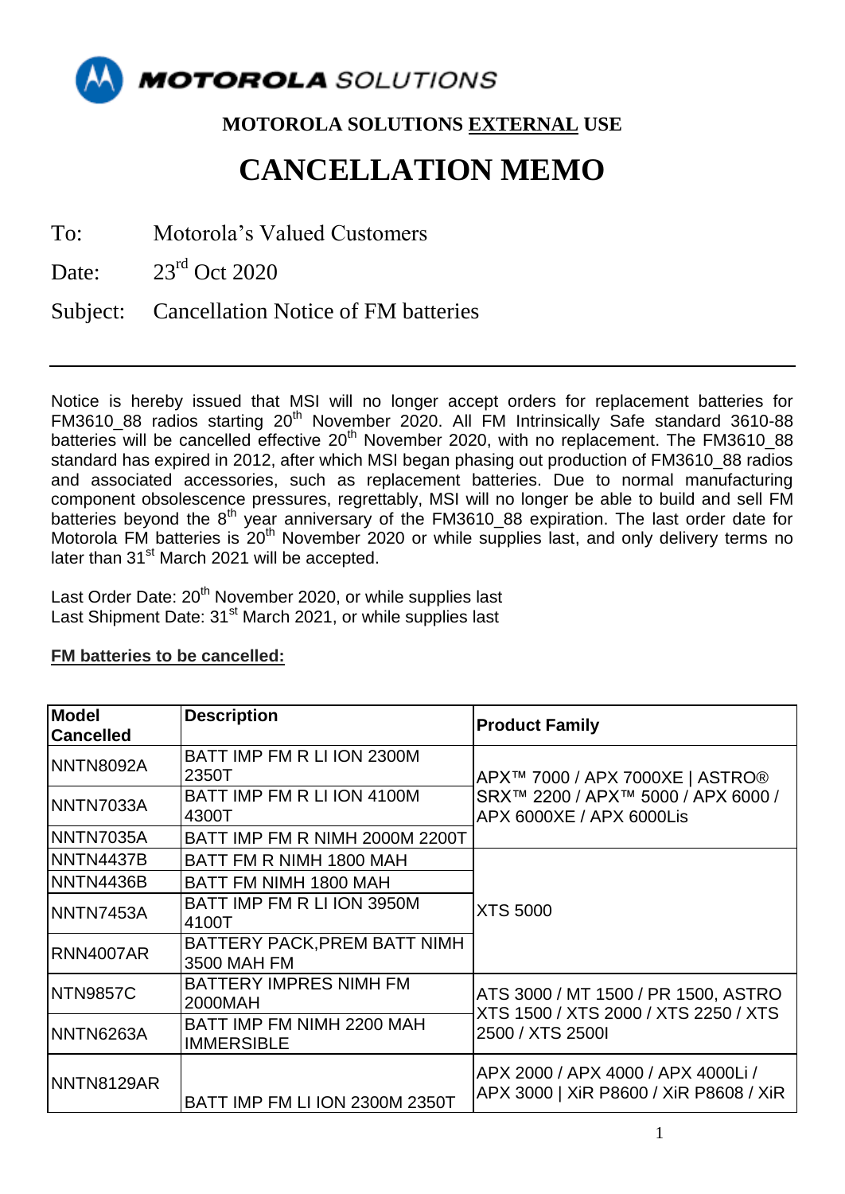MOTOROLA SOLUTIONS

**MOTOROLA SOLUTIONS EXTERNAL USE**

# CANCELLATION MEMO

To: Motorola's Valued Customers

Date: 23rd Oct 2020

Subject: Cancellation Notice of FM batteries

---

Notice is hereby issued that MSI will no longer accept orders for replacement batteries for FM3610_88 radios starting 20th November 2020. All FM Intrinsically Safe standard 3610-88 batteries will be cancelled effective 20th November 2020, with no replacement. The FM3610_88 standard has expired in 2012, after which MSI began phasing out production of FM3610_88 radios and associated accessories, such as replacement batteries. Due to normal manufacturing component obsolescence pressures, regrettably, MSI will no longer be able to build and sell FM batteries beyond the 8th year anniversary of the FM3610_88 expiration. The last order date for Motorola FM batteries is 20th November 2020 or while supplies last, and only delivery terms no later than 31st March 2021 will be accepted.

Last Order Date: 20th November 2020, or while supplies last
Last Shipment Date: 31st March 2021, or while supplies last

**FM batteries to be cancelled:**

| Model Cancelled | Description | Product Family |
|---|---|---|
| NNTN8092A | BATT IMP FM R LI ION 2300M 2350T | APX™ 7000 / APX 7000XE \| ASTRO® SRX™ 2200 / APX™ 5000 / APX 6000 / APX 6000XE / APX 6000Lis |
| NNTN7033A | BATT IMP FM R LI ION 4100M 4300T | |
| NNTN7035A | BATT IMP FM R NIMH 2000M 2200T | |
| NNTN4437B | BATT FM R NIMH 1800 MAH | XTS 5000 |
| NNTN4436B | BATT FM NIMH 1800 MAH | |
| NNTN7453A | BATT IMP FM R LI ION 3950M 4100T | |
| RNN4007AR | BATTERY PACK,PREM BATT NIMH 3500 MAH FM | |
| NTN9857C | BATTERY IMPRES NIMH FM 2000MAH | ATS 3000 / MT 1500 / PR 1500, ASTRO XTS 1500 / XTS 2000 / XTS 2250 / XTS 2500 / XTS 2500I |
| NNTN6263A | BATT IMP FM NIMH 2200 MAH IMMERSIBLE | |
| NNTN8129AR | BATT IMP FM LI ION 2300M 2350T | APX 2000 / APX 4000 / APX 4000Li / APX 3000 \| XiR P8600 / XiR P8608 / XiR |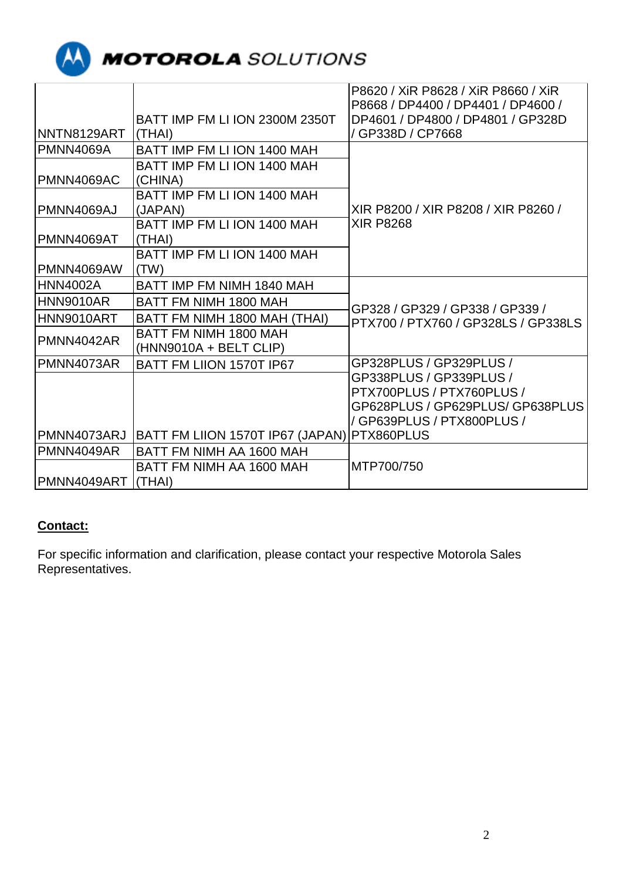| | | |
|---|---|---|
| NNTN8129ART | BATT IMP FM LI ION 2300M 2350T (THAI) | P8620 / XiR P8628 / XiR P8660 / XiR P8668 / DP4400 / DP4401 / DP4600 / DP4601 / DP4800 / DP4801 / GP328D / GP338D / CP7668 |
| PMNN4069A | BATT IMP FM LI ION 1400 MAH | XIR P8200 / XIR P8208 / XIR P8260 / XIR P8268 |
| PMNN4069AC | BATT IMP FM LI ION 1400 MAH (CHINA) | |
| PMNN4069AJ | BATT IMP FM LI ION 1400 MAH (JAPAN) | |
| PMNN4069AT | BATT IMP FM LI ION 1400 MAH (THAI) | |
| PMNN4069AW | BATT IMP FM LI ION 1400 MAH (TW) | |
| HNN4002A | BATT IMP FM NIMH 1840 MAH | GP328 / GP329 / GP338 / GP339 / PTX700 / PTX760 / GP328LS / GP338LS |
| HNN9010AR | BATT FM NIMH 1800 MAH | |
| HNN9010ART | BATT FM NIMH 1800 MAH (THAI) | |
| PMNN4042AR | BATT FM NIMH 1800 MAH (HNN9010A + BELT CLIP) | |
| PMNN4073AR | BATT FM LIION 1570T IP67 | GP328PLUS / GP329PLUS / GP338PLUS / GP339PLUS / PTX700PLUS / PTX760PLUS / GP628PLUS / GP629PLUS/ GP638PLUS / GP639PLUS / PTX800PLUS / PTX860PLUS |
| PMNN4073ARJ | BATT FM LIION 1570T IP67 (JAPAN) | |
| PMNN4049AR | BATT FM NIMH AA 1600 MAH | MTP700/750 |
| PMNN4049ART | BATT FM NIMH AA 1600 MAH (THAI) | |

**Contact:**

For specific information and clarification, please contact your respective Motorola Sales Representatives.